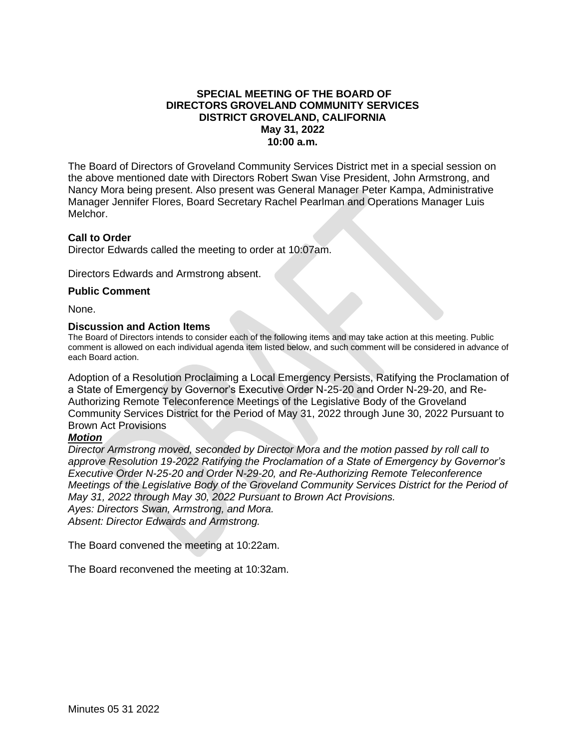**SPECIAL MEETING OF THE BOARD OF DIRECTORS GROVELAND COMMUNITY SERVICES DISTRICT GROVELAND, CALIFORNIA**
**May 31, 2022**
**10:00 a.m.**

The Board of Directors of Groveland Community Services District met in a special session on the above mentioned date with Directors Robert Swan Vise President, John Armstrong, and Nancy Mora being present. Also present was General Manager Peter Kampa, Administrative Manager Jennifer Flores, Board Secretary Rachel Pearlman and Operations Manager Luis Melchor.

**Call to Order**

Director Edwards called the meeting to order at 10:07am.

Directors Edwards and Armstrong absent.

**Public Comment**

None.

**Discussion and Action Items**

The Board of Directors intends to consider each of the following items and may take action at this meeting. Public comment is allowed on each individual agenda item listed below, and such comment will be considered in advance of each Board action.

Adoption of a Resolution Proclaiming a Local Emergency Persists, Ratifying the Proclamation of a State of Emergency by Governor's Executive Order N-25-20 and Order N-29-20, and Re-Authorizing Remote Teleconference Meetings of the Legislative Body of the Groveland Community Services District for the Period of May 31, 2022 through June 30, 2022 Pursuant to Brown Act Provisions

***Motion***

*Director Armstrong moved, seconded by Director Mora and the motion passed by roll call to approve Resolution 19-2022 Ratifying the Proclamation of a State of Emergency by Governor's Executive Order N-25-20 and Order N-29-20, and Re-Authorizing Remote Teleconference Meetings of the Legislative Body of the Groveland Community Services District for the Period of May 31, 2022 through May 30, 2022 Pursuant to Brown Act Provisions.*
*Ayes: Directors Swan, Armstrong, and Mora.*
*Absent: Director Edwards and Armstrong.*

The Board convened the meeting at 10:22am.

The Board reconvened the meeting at 10:32am.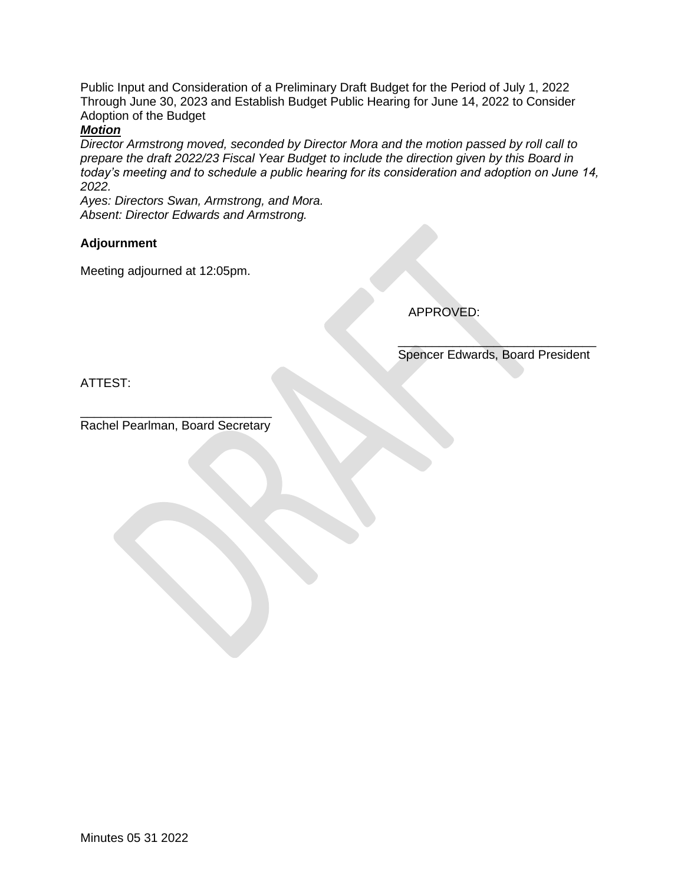Public Input and Consideration of a Preliminary Draft Budget for the Period of July 1, 2022 Through June 30, 2023 and Establish Budget Public Hearing for June 14, 2022 to Consider Adoption of the Budget

***Motion***

*Director Armstrong moved, seconded by Director Mora and the motion passed by roll call to prepare the draft 2022/23 Fiscal Year Budget to include the direction given by this Board in today's meeting and to schedule a public hearing for its consideration and adoption on June 14, 2022.*

*Ayes: Directors Swan, Armstrong, and Mora.*

*Absent: Director Edwards and Armstrong.*

**Adjournment**

Meeting adjourned at 12:05pm.

APPROVED:

_____________________________

Spencer Edwards, Board President

ATTEST:

_____________________________

Rachel Pearlman, Board Secretary

DRAFT

Minutes 05 31 2022